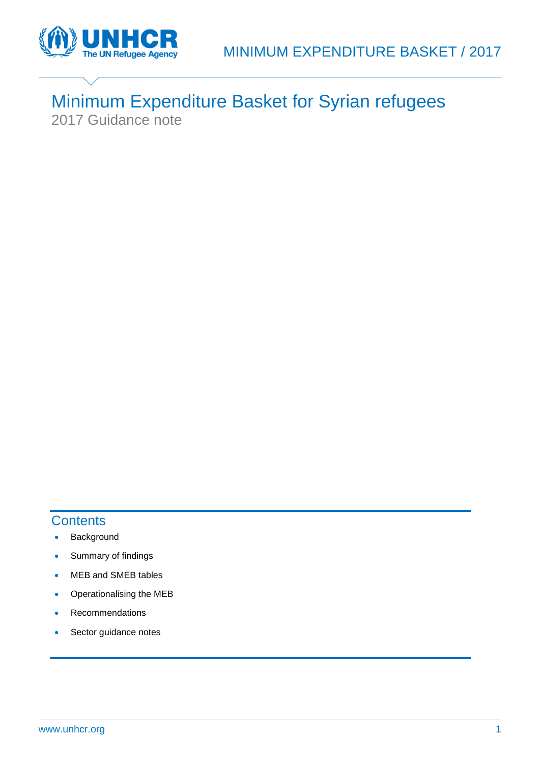# Minimum Expenditure Basket for Syrian refugees

2017 Guidance note

## Contents

- Background
- Summary of findings
- MEB and SMEB tables
- Operationalising the MEB
- Recommendations
- Sector guidance notes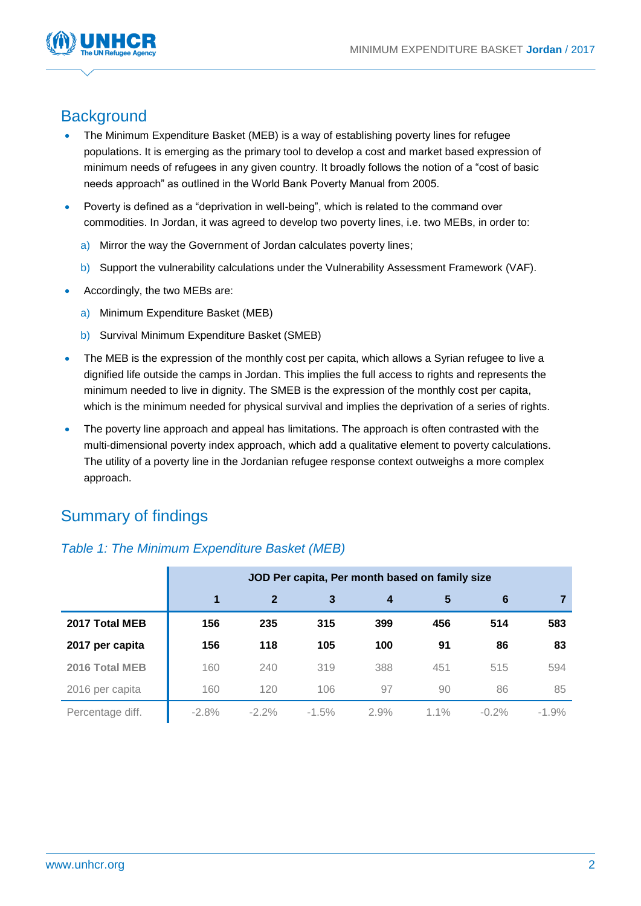## Background

- The Minimum Expenditure Basket (MEB) is a way of establishing poverty lines for refugee populations. It is emerging as the primary tool to develop a cost and market based expression of minimum needs of refugees in any given country. It broadly follows the notion of a "cost of basic needs approach" as outlined in the World Bank Poverty Manual from 2005.
- Poverty is defined as a "deprivation in well-being", which is related to the command over commodities. In Jordan, it was agreed to develop two poverty lines, i.e. two MEBs, in order to:
  a) Mirror the way the Government of Jordan calculates poverty lines;
  b) Support the vulnerability calculations under the Vulnerability Assessment Framework (VAF).
- Accordingly, the two MEBs are:
  a) Minimum Expenditure Basket (MEB)
  b) Survival Minimum Expenditure Basket (SMEB)
- The MEB is the expression of the monthly cost per capita, which allows a Syrian refugee to live a dignified life outside the camps in Jordan. This implies the full access to rights and represents the minimum needed to live in dignity. The SMEB is the expression of the monthly cost per capita, which is the minimum needed for physical survival and implies the deprivation of a series of rights.
- The poverty line approach and appeal has limitations. The approach is often contrasted with the multi-dimensional poverty index approach, which add a qualitative element to poverty calculations. The utility of a poverty line in the Jordanian refugee response context outweighs a more complex approach.

## Summary of findings

*Table 1: The Minimum Expenditure Basket (MEB)*

| | JOD Per capita, Per month based on family size | | | | | | |
|---|---|---|---|---|---|---|---|
| | **1** | **2** | **3** | **4** | **5** | **6** | **7** |
| **2017 Total MEB** | **156** | **235** | **315** | **399** | **456** | **514** | **583** |
| **2017 per capita** | **156** | **118** | **105** | **100** | **91** | **86** | **83** |
| **2016 Total MEB** | 160 | 240 | 319 | 388 | 451 | 515 | 594 |
| 2016 per capita | 160 | 120 | 106 | 97 | 90 | 86 | 85 |
| Percentage diff. | -2.8% | -2.2% | -1.5% | 2.9% | 1.1% | -0.2% | -1.9% |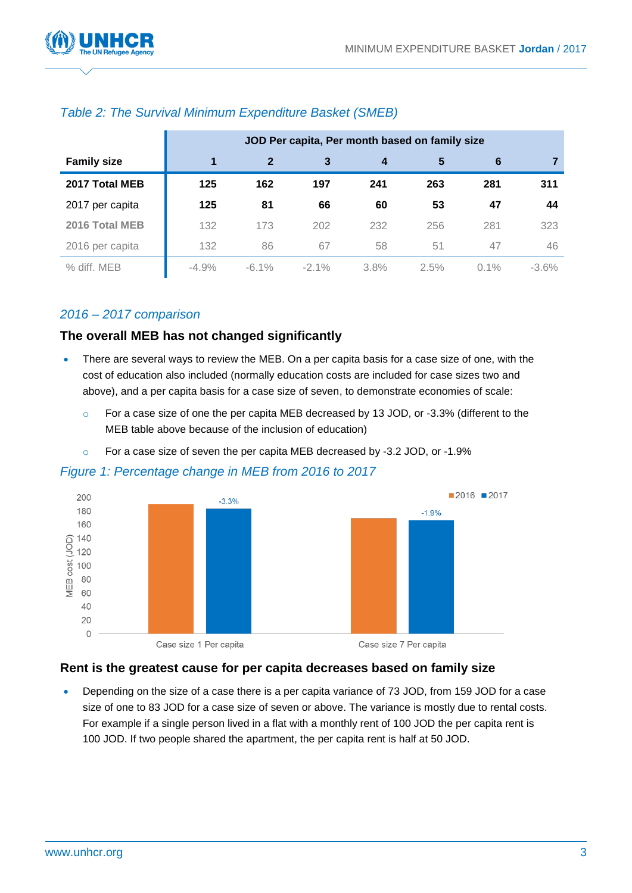*Table 2: The Survival Minimum Expenditure Basket (SMEB)*

| | JOD Per capita, Per month based on family size | | | | | | |
|---|---|---|---|---|---|---|---|
| **Family size** | **1** | **2** | **3** | **4** | **5** | **6** | **7** |
| **2017 Total MEB** | **125** | **162** | **197** | **241** | **263** | **281** | **311** |
| 2017 per capita | **125** | **81** | **66** | **60** | **53** | **47** | **44** |
| **2016 Total MEB** | 132 | 173 | 202 | 232 | 256 | 281 | 323 |
| 2016 per capita | 132 | 86 | 67 | 58 | 51 | 47 | 46 |
| % diff. MEB | -4.9% | -6.1% | -2.1% | 3.8% | 2.5% | 0.1% | -3.6% |

*2016 – 2017 comparison*

### The overall MEB has not changed significantly

- There are several ways to review the MEB. On a per capita basis for a case size of one, with the cost of education also included (normally education costs are included for case sizes two and above), and a per capita basis for a case size of seven, to demonstrate economies of scale:
  - For a case size of one the per capita MEB decreased by 13 JOD, or -3.3% (different to the MEB table above because of the inclusion of education)
  - For a case size of seven the per capita MEB decreased by -3.2 JOD, or -1.9%

*Figure 1: Percentage change in MEB from 2016 to 2017*

### Rent is the greatest cause for per capita decreases based on family size

- Depending on the size of a case there is a per capita variance of 73 JOD, from 159 JOD for a case size of one to 83 JOD for a case size of seven or above. The variance is mostly due to rental costs. For example if a single person lived in a flat with a monthly rent of 100 JOD the per capita rent is 100 JOD. If two people shared the apartment, the per capita rent is half at 50 JOD.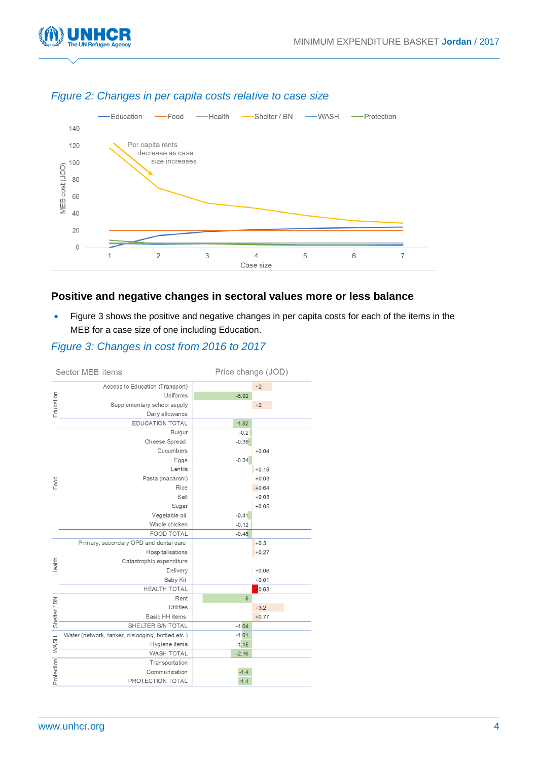*Figure 2: Changes in per capita costs relative to case size*

## Positive and negative changes in sectoral values more or less balance

- Figure 3 shows the positive and negative changes in per capita costs for each of the items in the MEB for a case size of one including Education.

*Figure 3: Changes in cost from 2016 to 2017*

| Sector | MEB items | Price change (JOD) |
|---|---|---|
| Education | Access to Education (Transport) | +2 |
| | Uniforms | -5.92 |
| | Supplementary school supply | +2 |
| | Daily allowance | |
| | EDUCATION TOTAL | -1.92 |
| Food | Bulgur | -0.2 |
| | Cheese Spread | -0.39 |
| | Cucumbers | +0.04 |
| | Eggs | -0.34 |
| | Lentils | +0.19 |
| | Pasta (macaroni) | +0.03 |
| | Rice | +0.64 |
| | Salt | +0.03 |
| | Sugar | +0.05 |
| | Vegetable oil | -0.41 |
| | Whole chicken | -0.12 |
| | FOOD TOTAL | -0.48 |
| Health | Primary, secondary OPD and dental care | +0.3 |
| | Hospitalisations | +0.27 |
| | Catastrophic expenditure | |
| | Delivery | +0.06 |
| | Baby Kit | +0.01 |
| | HEALTH TOTAL | 0.63 |
| Shelter / BN | Rent | -5 |
| | Utilities | +3.2 |
| | Basic HH items | +0.77 |
| | SHELTER B/N TOTAL | -1.04 |
| WASH | Water (network, tanker, dislodging, bottled etc.) | -1.01 |
| | Hygiene items | -1.15 |
| | WASH TOTAL | -2.16 |
| Protection | Transportation | |
| | Communication | -1.4 |
| | PROTECTION TOTAL | -1.4 |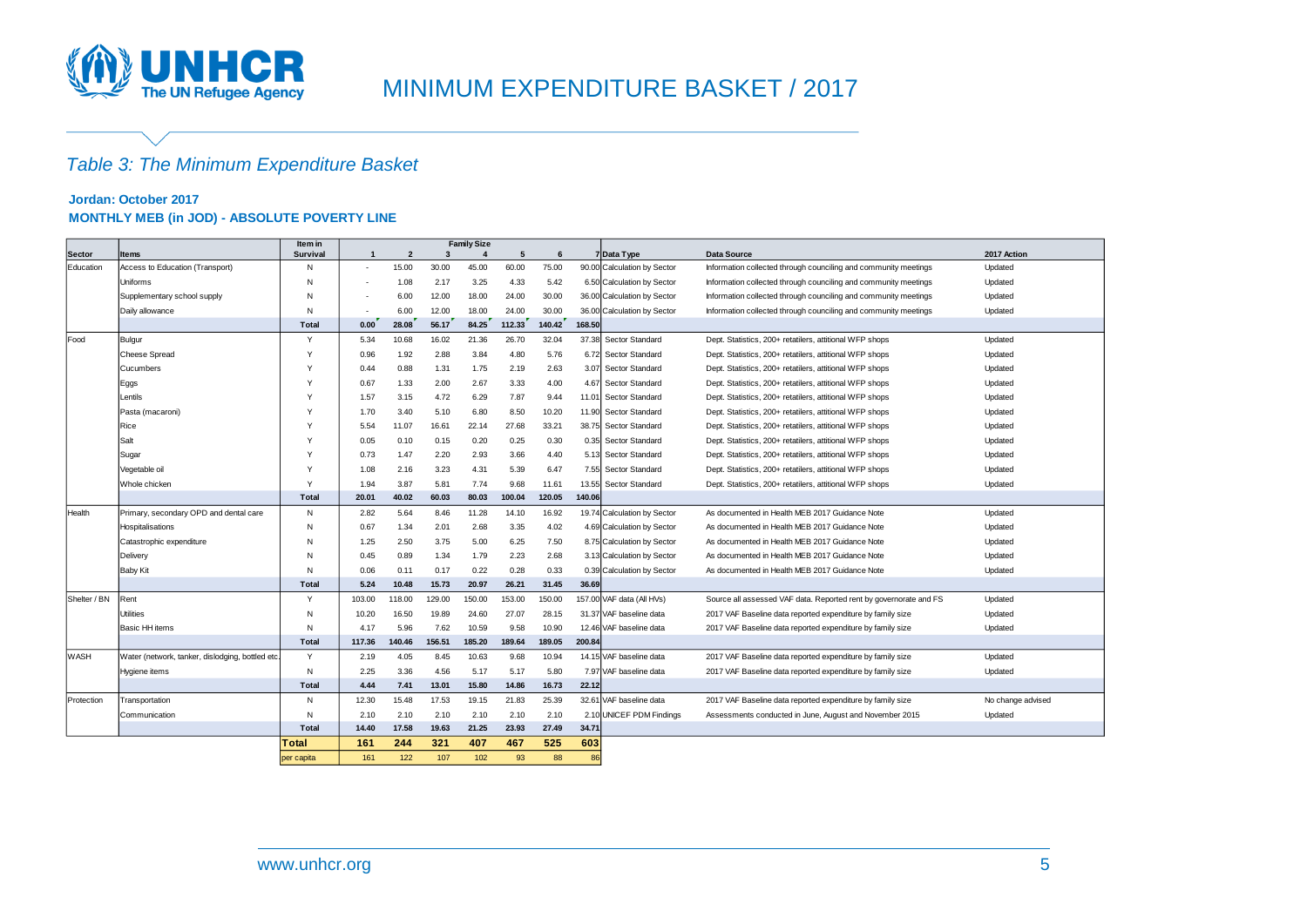# MINIMUM EXPENDITURE BASKET / 2017

*Table 3: The Minimum Expenditure Basket*

**Jordan: October 2017**

**MONTHLY MEB (in JOD) - ABSOLUTE POVERTY LINE**

| Sector | Items | Item in Survival | Family Size 1 | 2 | 3 | 4 | 5 | 6 | 7 | Data Type | Data Source | 2017 Action |
|---|---|---|---|---|---|---|---|---|---|---|---|---|
| Education | Access to Education (Transport) | N | - | 15.00 | 30.00 | 45.00 | 60.00 | 75.00 | 90.00 | Calculation by Sector | Information collected through counciling and community meetings | Updated |
| | Uniforms | N | - | 1.08 | 2.17 | 3.25 | 4.33 | 5.42 | 6.50 | Calculation by Sector | Information collected through counciling and community meetings | Updated |
| | Supplementary school supply | N | - | 6.00 | 12.00 | 18.00 | 24.00 | 30.00 | 36.00 | Calculation by Sector | Information collected through counciling and community meetings | Updated |
| | Daily allowance | N | - | 6.00 | 12.00 | 18.00 | 24.00 | 30.00 | 36.00 | Calculation by Sector | Information collected through counciling and community meetings | Updated |
| | | **Total** | **0.00** | **28.08** | **56.17** | **84.25** | **112.33** | **140.42** | **168.50** | | | |
| Food | Bulgur | Y | 5.34 | 10.68 | 16.02 | 21.36 | 26.70 | 32.04 | 37.38 | Sector Standard | Dept. Statistics, 200+ retailers, attitional WFP shops | Updated |
| | Cheese Spread | Y | 0.96 | 1.92 | 2.88 | 3.84 | 4.80 | 5.76 | 6.72 | Sector Standard | Dept. Statistics, 200+ retailers, attitional WFP shops | Updated |
| | Cucumbers | Y | 0.44 | 0.88 | 1.31 | 1.75 | 2.19 | 2.63 | 3.07 | Sector Standard | Dept. Statistics, 200+ retailers, attitional WFP shops | Updated |
| | Eggs | Y | 0.67 | 1.33 | 2.00 | 2.67 | 3.33 | 4.00 | 4.67 | Sector Standard | Dept. Statistics, 200+ retailers, attitional WFP shops | Updated |
| | Lentils | Y | 1.57 | 3.15 | 4.72 | 6.29 | 7.87 | 9.44 | 11.01 | Sector Standard | Dept. Statistics, 200+ retailers, attitional WFP shops | Updated |
| | Pasta (macaroni) | Y | 1.70 | 3.40 | 5.10 | 6.80 | 8.50 | 10.20 | 11.90 | Sector Standard | Dept. Statistics, 200+ retailers, attitional WFP shops | Updated |
| | Rice | Y | 5.54 | 11.07 | 16.61 | 22.14 | 27.68 | 33.21 | 38.75 | Sector Standard | Dept. Statistics, 200+ retailers, attitional WFP shops | Updated |
| | Salt | Y | 0.05 | 0.10 | 0.15 | 0.20 | 0.25 | 0.30 | 0.35 | Sector Standard | Dept. Statistics, 200+ retailers, attitional WFP shops | Updated |
| | Sugar | Y | 0.73 | 1.47 | 2.20 | 2.93 | 3.66 | 4.40 | 5.13 | Sector Standard | Dept. Statistics, 200+ retailers, attitional WFP shops | Updated |
| | Vegetable oil | Y | 1.08 | 2.16 | 3.23 | 4.31 | 5.39 | 6.47 | 7.55 | Sector Standard | Dept. Statistics, 200+ retailers, attitional WFP shops | Updated |
| | Whole chicken | Y | 1.94 | 3.87 | 5.81 | 7.74 | 9.68 | 11.61 | 13.55 | Sector Standard | Dept. Statistics, 200+ retailers, attitional WFP shops | Updated |
| | | **Total** | **20.01** | **40.02** | **60.03** | **80.03** | **100.04** | **120.05** | **140.06** | | | |
| Health | Primary, secondary OPD and dental care | N | 2.82 | 5.64 | 8.46 | 11.28 | 14.10 | 16.92 | 19.74 | Calculation by Sector | As documented in Health MEB 2017 Guidance Note | Updated |
| | Hospitalisations | N | 0.67 | 1.34 | 2.01 | 2.68 | 3.35 | 4.02 | 4.69 | Calculation by Sector | As documented in Health MEB 2017 Guidance Note | Updated |
| | Catastrophic expenditure | N | 1.25 | 2.50 | 3.75 | 5.00 | 6.25 | 7.50 | 8.75 | Calculation by Sector | As documented in Health MEB 2017 Guidance Note | Updated |
| | Delivery | N | 0.45 | 0.89 | 1.34 | 1.79 | 2.23 | 2.68 | 3.13 | Calculation by Sector | As documented in Health MEB 2017 Guidance Note | Updated |
| | Baby Kit | N | 0.06 | 0.11 | 0.17 | 0.22 | 0.28 | 0.33 | 0.39 | Calculation by Sector | As documented in Health MEB 2017 Guidance Note | Updated |
| | | **Total** | **5.24** | **10.48** | **15.73** | **20.97** | **26.21** | **31.45** | **36.69** | | | |
| Shelter / BN | Rent | Y | 103.00 | 118.00 | 129.00 | 150.00 | 153.00 | 150.00 | 157.00 | VAF data (All HVs) | Source all assessed VAF data. Reported rent by governorate and FS | Updated |
| | Utilities | N | 10.20 | 16.50 | 19.89 | 24.60 | 27.07 | 28.15 | 31.37 | VAF baseline data | 2017 VAF Baseline data reported expenditure by family size | Updated |
| | Basic HH items | N | 4.17 | 5.96 | 7.62 | 10.59 | 9.58 | 10.90 | 12.46 | VAF baseline data | 2017 VAF Baseline data reported expenditure by family size | Updated |
| | | **Total** | **117.36** | **140.46** | **156.51** | **185.20** | **189.64** | **189.05** | **200.84** | | | |
| WASH | Water (network, tanker, dislodging, bottled etc. | Y | 2.19 | 4.05 | 8.45 | 10.63 | 9.68 | 10.94 | 14.15 | VAF baseline data | 2017 VAF Baseline data reported expenditure by family size | Updated |
| | Hygiene items | N | 2.25 | 3.36 | 4.56 | 5.17 | 5.17 | 5.80 | 7.97 | VAF baseline data | 2017 VAF Baseline data reported expenditure by family size | Updated |
| | | **Total** | **4.44** | **7.41** | **13.01** | **15.80** | **14.86** | **16.73** | **22.12** | | | |
| Protection | Transportation | N | 12.30 | 15.48 | 17.53 | 19.15 | 21.83 | 25.39 | 32.61 | VAF baseline data | 2017 VAF Baseline data reported expenditure by family size | No change advised |
| | Communication | N | 2.10 | 2.10 | 2.10 | 2.10 | 2.10 | 2.10 | 2.10 | UNICEF PDM Findings | Assessments conducted in June, August and November 2015 | Updated |
| | | **Total** | **14.40** | **17.58** | **19.63** | **21.25** | **23.93** | **27.49** | **34.71** | | | |
| | | **Total** | **161** | **244** | **321** | **407** | **467** | **525** | **603** | | | |
| | | per capita | 161 | 122 | 107 | 102 | 93 | 88 | 86 | | | |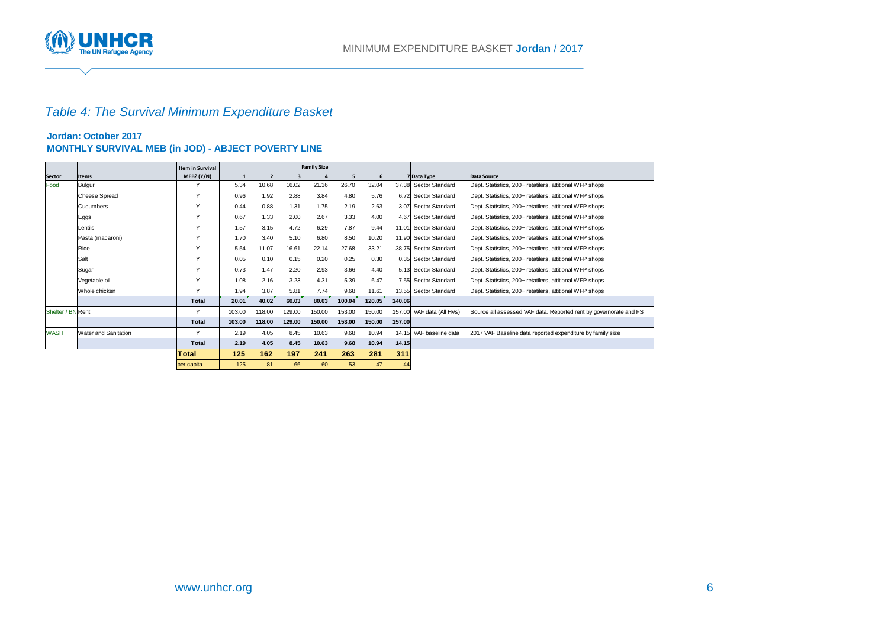*Table 4: The Survival Minimum Expenditure Basket*

**Jordan: October 2017**

**MONTHLY SURVIVAL MEB (in JOD) - ABJECT POVERTY LINE**

| Sector | Items | Item in Survival MEB? (Y/N) | Family Size | | | | | | | Data Type | Data Source |
|---|---|---|---|---|---|---|---|---|---|---|---|
| | | | 1 | 2 | 3 | 4 | 5 | 6 | 7 | | |
| Food | Bulgur | Y | 5.34 | 10.68 | 16.02 | 21.36 | 26.70 | 32.04 | 37.38 | Sector Standard | Dept. Statistics, 200+ retailers, attitional WFP shops |
| | Cheese Spread | Y | 0.96 | 1.92 | 2.88 | 3.84 | 4.80 | 5.76 | 6.72 | Sector Standard | Dept. Statistics, 200+ retailers, attitional WFP shops |
| | Cucumbers | Y | 0.44 | 0.88 | 1.31 | 1.75 | 2.19 | 2.63 | 3.07 | Sector Standard | Dept. Statistics, 200+ retailers, attitional WFP shops |
| | Eggs | Y | 0.67 | 1.33 | 2.00 | 2.67 | 3.33 | 4.00 | 4.67 | Sector Standard | Dept. Statistics, 200+ retailers, attitional WFP shops |
| | Lentils | Y | 1.57 | 3.15 | 4.72 | 6.29 | 7.87 | 9.44 | 11.01 | Sector Standard | Dept. Statistics, 200+ retailers, attitional WFP shops |
| | Pasta (macaroni) | Y | 1.70 | 3.40 | 5.10 | 6.80 | 8.50 | 10.20 | 11.90 | Sector Standard | Dept. Statistics, 200+ retailers, attitional WFP shops |
| | Rice | Y | 5.54 | 11.07 | 16.61 | 22.14 | 27.68 | 33.21 | 38.75 | Sector Standard | Dept. Statistics, 200+ retailers, attitional WFP shops |
| | Salt | Y | 0.05 | 0.10 | 0.15 | 0.20 | 0.25 | 0.30 | 0.35 | Sector Standard | Dept. Statistics, 200+ retailers, attitional WFP shops |
| | Sugar | Y | 0.73 | 1.47 | 2.20 | 2.93 | 3.66 | 4.40 | 5.13 | Sector Standard | Dept. Statistics, 200+ retailers, attitional WFP shops |
| | Vegetable oil | Y | 1.08 | 2.16 | 3.23 | 4.31 | 5.39 | 6.47 | 7.55 | Sector Standard | Dept. Statistics, 200+ retailers, attitional WFP shops |
| | Whole chicken | Y | 1.94 | 3.87 | 5.81 | 7.74 | 9.68 | 11.61 | 13.55 | Sector Standard | Dept. Statistics, 200+ retailers, attitional WFP shops |
| | | **Total** | **20.01** | **40.02** | **60.03** | **80.03** | **100.04** | **120.05** | **140.06** | | |
| Shelter / BN | Rent | Y | 103.00 | 118.00 | 129.00 | 150.00 | 153.00 | 150.00 | 157.00 | VAF data (All HVs) | Source all assessed VAF data. Reported rent by governorate and FS |
| | | **Total** | **103.00** | **118.00** | **129.00** | **150.00** | **153.00** | **150.00** | **157.00** | | |
| WASH | Water and Sanitation | Y | 2.19 | 4.05 | 8.45 | 10.63 | 9.68 | 10.94 | 14.15 | VAF baseline data | 2017 VAF Baseline data reported expenditure by family size |
| | | **Total** | **2.19** | **4.05** | **8.45** | **10.63** | **9.68** | **10.94** | **14.15** | | |
| | | **Total** | **125** | **162** | **197** | **241** | **263** | **281** | **311** | | |
| | | per capita | 125 | 81 | 66 | 60 | 53 | 47 | 44 | | |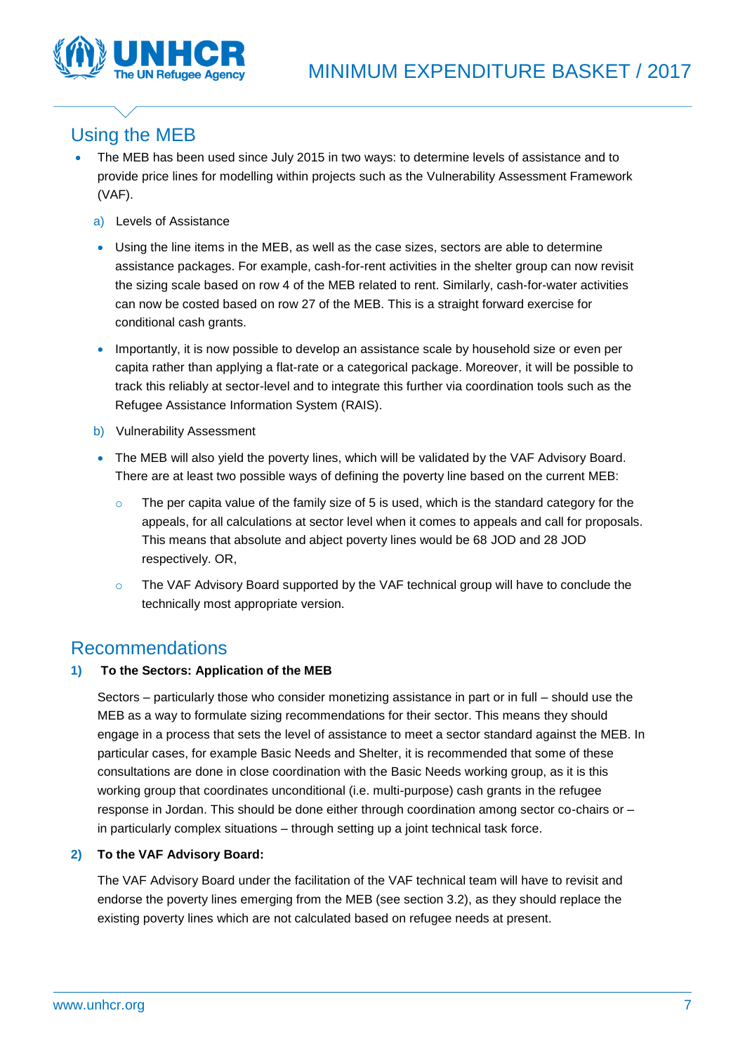## Using the MEB

- The MEB has been used since July 2015 in two ways: to determine levels of assistance and to provide price lines for modelling within projects such as the Vulnerability Assessment Framework (VAF).

  a) Levels of Assistance

  - Using the line items in the MEB, as well as the case sizes, sectors are able to determine assistance packages. For example, cash-for-rent activities in the shelter group can now revisit the sizing scale based on row 4 of the MEB related to rent. Similarly, cash-for-water activities can now be costed based on row 27 of the MEB. This is a straight forward exercise for conditional cash grants.
  - Importantly, it is now possible to develop an assistance scale by household size or even per capita rather than applying a flat-rate or a categorical package. Moreover, it will be possible to track this reliably at sector-level and to integrate this further via coordination tools such as the Refugee Assistance Information System (RAIS).

  b) Vulnerability Assessment

  - The MEB will also yield the poverty lines, which will be validated by the VAF Advisory Board. There are at least two possible ways of defining the poverty line based on the current MEB:
    - The per capita value of the family size of 5 is used, which is the standard category for the appeals, for all calculations at sector level when it comes to appeals and call for proposals. This means that absolute and abject poverty lines would be 68 JOD and 28 JOD respectively. OR,
    - The VAF Advisory Board supported by the VAF technical group will have to conclude the technically most appropriate version.

## Recommendations

**1) To the Sectors: Application of the MEB**

Sectors – particularly those who consider monetizing assistance in part or in full – should use the MEB as a way to formulate sizing recommendations for their sector. This means they should engage in a process that sets the level of assistance to meet a sector standard against the MEB. In particular cases, for example Basic Needs and Shelter, it is recommended that some of these consultations are done in close coordination with the Basic Needs working group, as it is this working group that coordinates unconditional (i.e. multi-purpose) cash grants in the refugee response in Jordan. This should be done either through coordination among sector co-chairs or – in particularly complex situations – through setting up a joint technical task force.

**2) To the VAF Advisory Board:**

The VAF Advisory Board under the facilitation of the VAF technical team will have to revisit and endorse the poverty lines emerging from the MEB (see section 3.2), as they should replace the existing poverty lines which are not calculated based on refugee needs at present.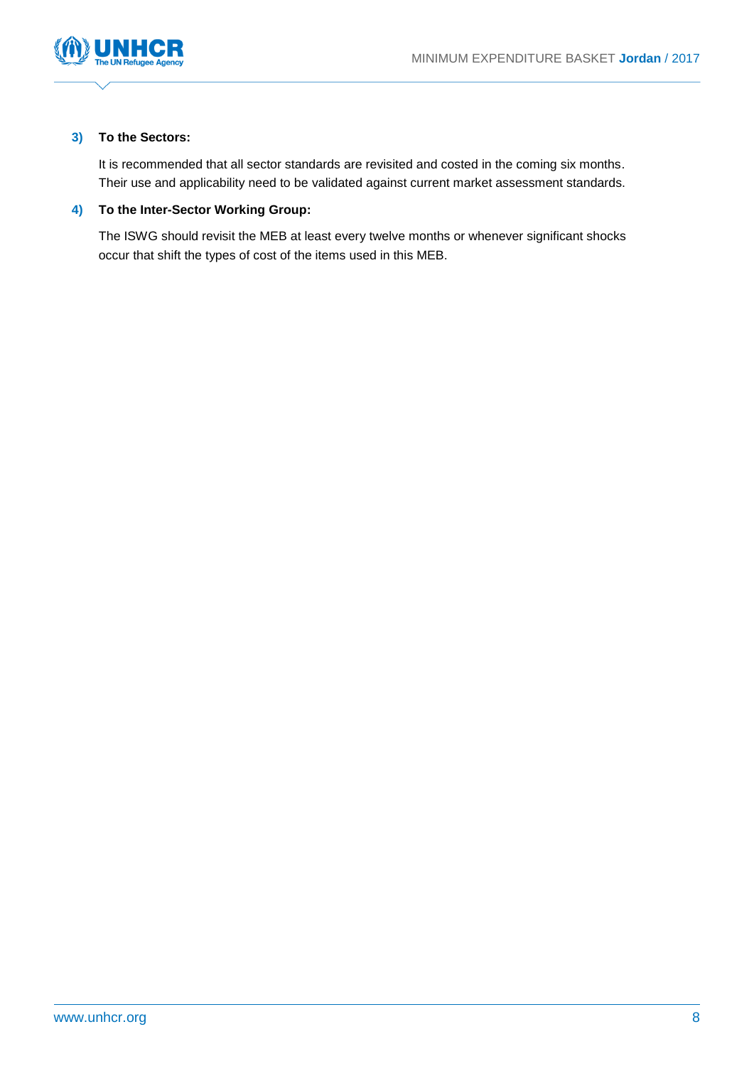3) **To the Sectors:**

   It is recommended that all sector standards are revisited and costed in the coming six months. Their use and applicability need to be validated against current market assessment standards.

4) **To the Inter-Sector Working Group:**

   The ISWG should revisit the MEB at least every twelve months or whenever significant shocks occur that shift the types of cost of the items used in this MEB.